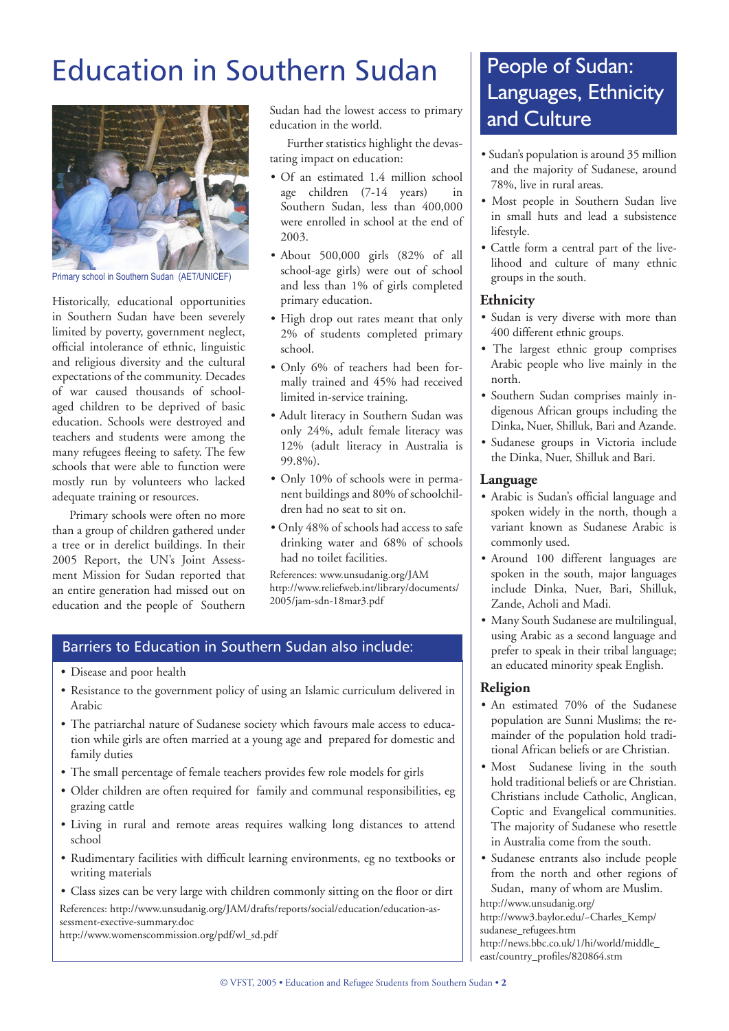# Education in Southern Sudan

Primary school in Southern Sudan (AET/UNICEF)

Historically, educational opportunities in Southern Sudan have been severely limited by poverty, government neglect, official intolerance of ethnic, linguistic and religious diversity and the cultural expectations of the community. Decades of war caused thousands of school-aged children to be deprived of basic education. Schools were destroyed and teachers and students were among the many refugees fleeing to safety. The few schools that were able to function were mostly run by volunteers who lacked adequate training or resources.

Primary schools were often no more than a group of children gathered under a tree or in derelict buildings. In their 2005 Report, the UN's Joint Assessment Mission for Sudan reported that an entire generation had missed out on education and the people of Southern Sudan had the lowest access to primary education in the world.

Further statistics highlight the devastating impact on education:

- Of an estimated 1.4 million school age children (7-14 years) in Southern Sudan, less than 400,000 were enrolled in school at the end of 2003.
- About 500,000 girls (82% of all school-age girls) were out of school and less than 1% of girls completed primary education.
- High drop out rates meant that only 2% of students completed primary school.
- Only 6% of teachers had been formally trained and 45% had received limited in-service training.
- Adult literacy in Southern Sudan was only 24%, adult female literacy was 12% (adult literacy in Australia is 99.8%).
- Only 10% of schools were in permanent buildings and 80% of schoolchildren had no seat to sit on.
- Only 48% of schools had access to safe drinking water and 68% of schools had no toilet facilities.

References: www.unsudanig.org/JAM
http://www.reliefweb.int/library/documents/2005/jam-sdn-18mar3.pdf

## Barriers to Education in Southern Sudan also include:

- Disease and poor health
- Resistance to the government policy of using an Islamic curriculum delivered in Arabic
- The patriarchal nature of Sudanese society which favours male access to education while girls are often married at a young age and prepared for domestic and family duties
- The small percentage of female teachers provides few role models for girls
- Older children are often required for family and communal responsibilities, eg grazing cattle
- Living in rural and remote areas requires walking long distances to attend school
- Rudimentary facilities with difficult learning environments, eg no textbooks or writing materials
- Class sizes can be very large with children commonly sitting on the floor or dirt

References: http://www.unsudanig.org/JAM/drafts/reports/social/education/education-assessment-exective-summary.doc
http://www.womenscommission.org/pdf/wl_sd.pdf

# People of Sudan: Languages, Ethnicity and Culture

- Sudan's population is around 35 million and the majority of Sudanese, around 78%, live in rural areas.
- Most people in Southern Sudan live in small huts and lead a subsistence lifestyle.
- Cattle form a central part of the livelihood and culture of many ethnic groups in the south.

### Ethnicity

- Sudan is very diverse with more than 400 different ethnic groups.
- The largest ethnic group comprises Arabic people who live mainly in the north.
- Southern Sudan comprises mainly indigenous African groups including the Dinka, Nuer, Shilluk, Bari and Azande.
- Sudanese groups in Victoria include the Dinka, Nuer, Shilluk and Bari.

### Language

- Arabic is Sudan's official language and spoken widely in the north, though a variant known as Sudanese Arabic is commonly used.
- Around 100 different languages are spoken in the south, major languages include Dinka, Nuer, Bari, Shilluk, Zande, Acholi and Madi.
- Many South Sudanese are multilingual, using Arabic as a second language and prefer to speak in their tribal language; an educated minority speak English.

### Religion

- An estimated 70% of the Sudanese population are Sunni Muslims; the remainder of the population hold traditional African beliefs or are Christian.
- Most Sudanese living in the south hold traditional beliefs or are Christian. Christians include Catholic, Anglican, Coptic and Evangelical communities. The majority of Sudanese who resettle in Australia come from the south.
- Sudanese entrants also include people from the north and other regions of Sudan, many of whom are Muslim.

http://www.unsudanig.org/
http://www3.baylor.edu/~Charles_Kemp/sudanese_refugees.htm
http://news.bbc.co.uk/1/hi/world/middle_east/country_profiles/820864.stm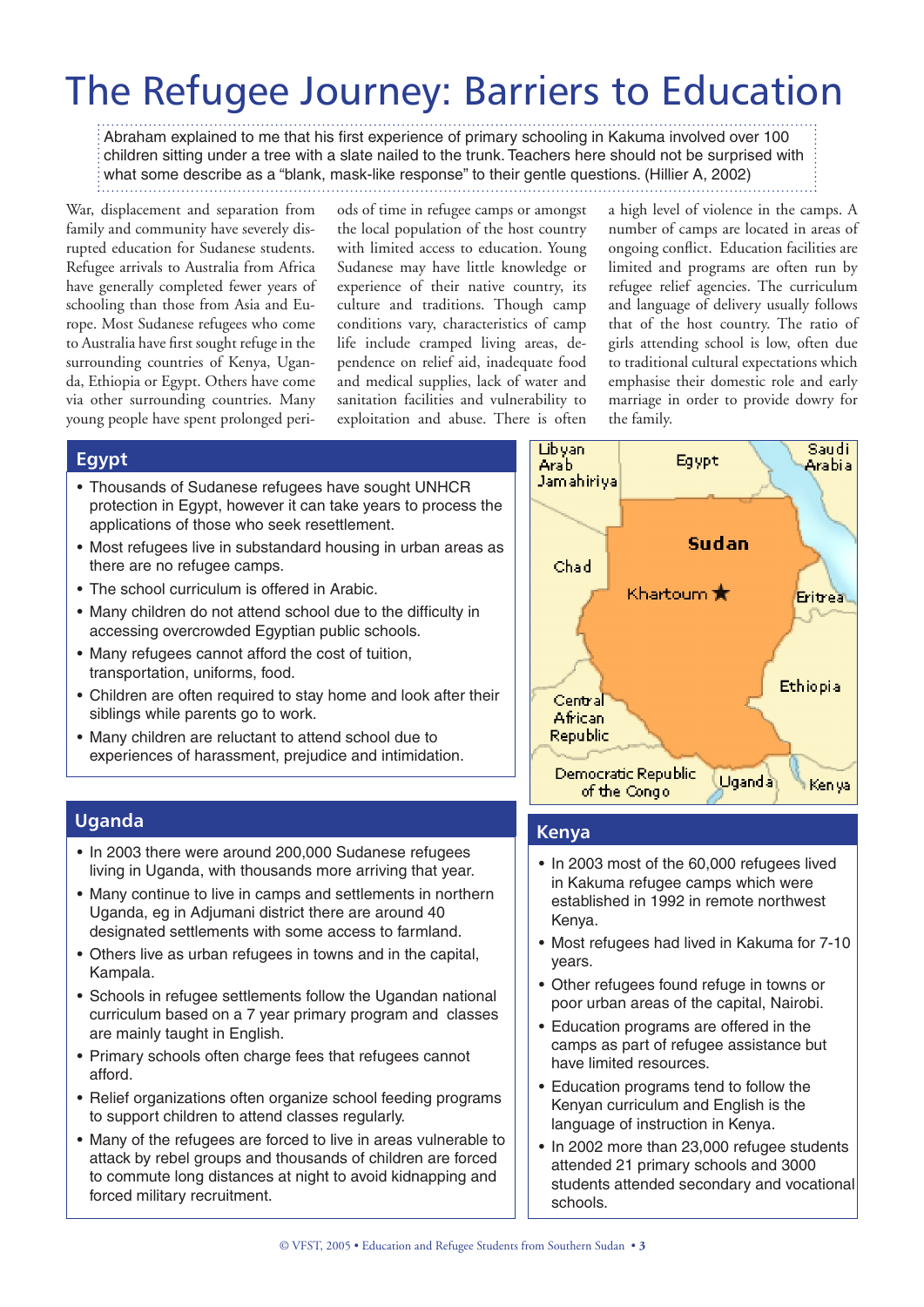# The Refugee Journey: Barriers to Education

Abraham explained to me that his first experience of primary schooling in Kakuma involved over 100 children sitting under a tree with a slate nailed to the trunk. Teachers here should not be surprised with what some describe as a "blank, mask-like response" to their gentle questions. (Hillier A, 2002)

War, displacement and separation from family and community have severely disrupted education for Sudanese students. Refugee arrivals to Australia from Africa have generally completed fewer years of schooling than those from Asia and Europe. Most Sudanese refugees who come to Australia have first sought refuge in the surrounding countries of Kenya, Uganda, Ethiopia or Egypt. Others have come via other surrounding countries. Many young people have spent prolonged periods of time in refugee camps or amongst the local population of the host country with limited access to education. Young Sudanese may have little knowledge or experience of their native country, its culture and traditions. Though camp conditions vary, characteristics of camp life include cramped living areas, dependence on relief aid, inadequate food and medical supplies, lack of water and sanitation facilities and vulnerability to exploitation and abuse. There is often a high level of violence in the camps. A number of camps are located in areas of ongoing conflict. Education facilities are limited and programs are often run by refugee relief agencies. The curriculum and language of delivery usually follows that of the host country. The ratio of girls attending school is low, often due to traditional cultural expectations which emphasise their domestic role and early marriage in order to provide dowry for the family.

## Egypt

- Thousands of Sudanese refugees have sought UNHCR protection in Egypt, however it can take years to process the applications of those who seek resettlement.
- Most refugees live in substandard housing in urban areas as there are no refugee camps.
- The school curriculum is offered in Arabic.
- Many children do not attend school due to the difficulty in accessing overcrowded Egyptian public schools.
- Many refugees cannot afford the cost of tuition, transportation, uniforms, food.
- Children are often required to stay home and look after their siblings while parents go to work.
- Many children are reluctant to attend school due to experiences of harassment, prejudice and intimidation.

## Uganda

- In 2003 there were around 200,000 Sudanese refugees living in Uganda, with thousands more arriving that year.
- Many continue to live in camps and settlements in northern Uganda, eg in Adjumani district there are around 40 designated settlements with some access to farmland.
- Others live as urban refugees in towns and in the capital, Kampala.
- Schools in refugee settlements follow the Ugandan national curriculum based on a 7 year primary program and classes are mainly taught in English.
- Primary schools often charge fees that refugees cannot afford.
- Relief organizations often organize school feeding programs to support children to attend classes regularly.
- Many of the refugees are forced to live in areas vulnerable to attack by rebel groups and thousands of children are forced to commute long distances at night to avoid kidnapping and forced military recruitment.

Libyan Arab Jamahiriya | Egypt | Saudi Arabia | Sudan | Khartoum | Chad | Eritrea | Ethiopia | Central African Republic | Democratic Republic of the Congo | Uganda | Kenya

## Kenya

- In 2003 most of the 60,000 refugees lived in Kakuma refugee camps which were established in 1992 in remote northwest Kenya.
- Most refugees had lived in Kakuma for 7-10 years.
- Other refugees found refuge in towns or poor urban areas of the capital, Nairobi.
- Education programs are offered in the camps as part of refugee assistance but have limited resources.
- Education programs tend to follow the Kenyan curriculum and English is the language of instruction in Kenya.
- In 2002 more than 23,000 refugee students attended 21 primary schools and 3000 students attended secondary and vocational schools.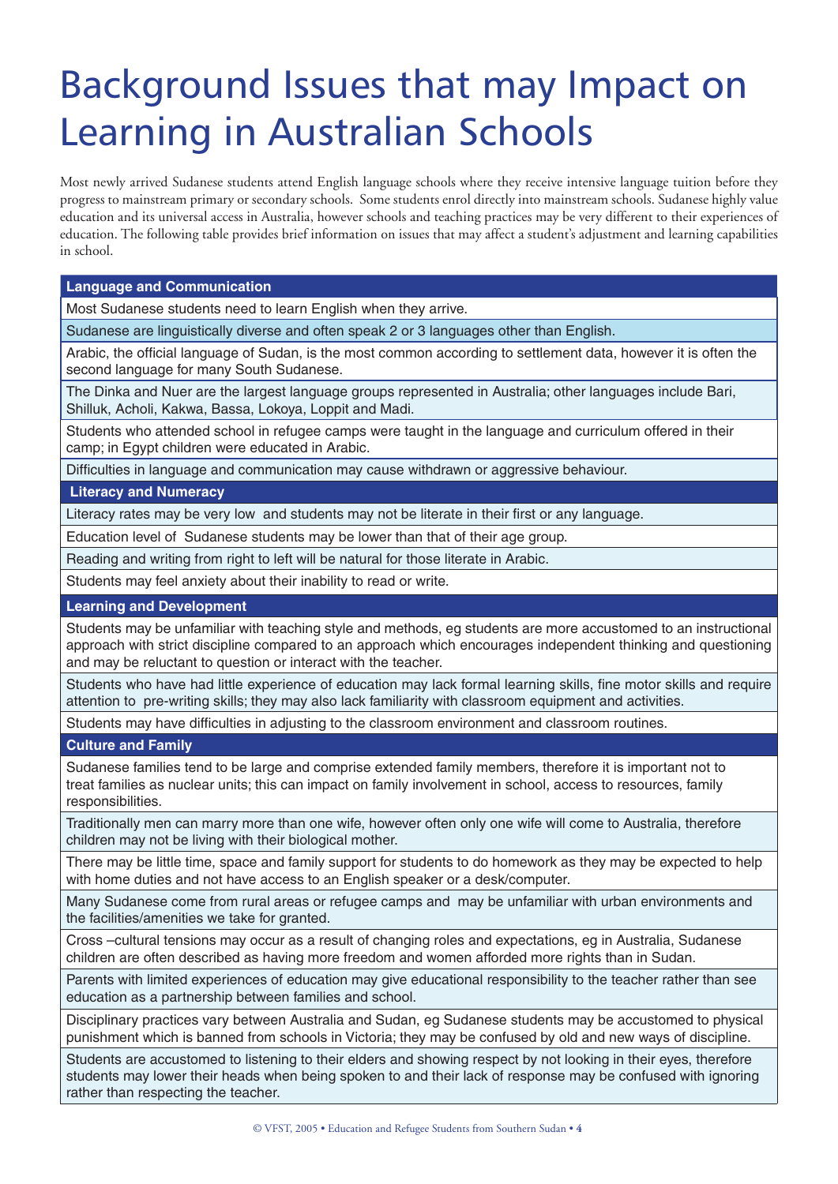# Background Issues that may Impact on Learning in Australian Schools

Most newly arrived Sudanese students attend English language schools where they receive intensive language tuition before they progress to mainstream primary or secondary schools. Some students enrol directly into mainstream schools. Sudanese highly value education and its universal access in Australia, however schools and teaching practices may be very different to their experiences of education. The following table provides brief information on issues that may affect a student's adjustment and learning capabilities in school.

| Language and Communication |
|---|
| Most Sudanese students need to learn English when they arrive. |
| Sudanese are linguistically diverse and often speak 2 or 3 languages other than English. |
| Arabic, the official language of Sudan, is the most common according to settlement data, however it is often the second language for many South Sudanese. |
| The Dinka and Nuer are the largest language groups represented in Australia; other languages include Bari, Shilluk, Acholi, Kakwa, Bassa, Lokoya, Loppit and Madi. |
| Students who attended school in refugee camps were taught in the language and curriculum offered in their camp; in Egypt children were educated in Arabic. |
| Difficulties in language and communication may cause withdrawn or aggressive behaviour. |
| **Literacy and Numeracy** |
| Literacy rates may be very low and students may not be literate in their first or any language. |
| Education level of Sudanese students may be lower than that of their age group. |
| Reading and writing from right to left will be natural for those literate in Arabic. |
| Students may feel anxiety about their inability to read or write. |
| **Learning and Development** |
| Students may be unfamiliar with teaching style and methods, eg students are more accustomed to an instructional approach with strict discipline compared to an approach which encourages independent thinking and questioning and may be reluctant to question or interact with the teacher. |
| Students who have had little experience of education may lack formal learning skills, fine motor skills and require attention to pre-writing skills; they may also lack familiarity with classroom equipment and activities. |
| Students may have difficulties in adjusting to the classroom environment and classroom routines. |
| **Culture and Family** |
| Sudanese families tend to be large and comprise extended family members, therefore it is important not to treat families as nuclear units; this can impact on family involvement in school, access to resources, family responsibilities. |
| Traditionally men can marry more than one wife, however often only one wife will come to Australia, therefore children may not be living with their biological mother. |
| There may be little time, space and family support for students to do homework as they may be expected to help with home duties and not have access to an English speaker or a desk/computer. |
| Many Sudanese come from rural areas or refugee camps and may be unfamiliar with urban environments and the facilities/amenities we take for granted. |
| Cross –cultural tensions may occur as a result of changing roles and expectations, eg in Australia, Sudanese children are often described as having more freedom and women afforded more rights than in Sudan. |
| Parents with limited experiences of education may give educational responsibility to the teacher rather than see education as a partnership between families and school. |
| Disciplinary practices vary between Australia and Sudan, eg Sudanese students may be accustomed to physical punishment which is banned from schools in Victoria; they may be confused by old and new ways of discipline. |
| Students are accustomed to listening to their elders and showing respect by not looking in their eyes, therefore students may lower their heads when being spoken to and their lack of response may be confused with ignoring rather than respecting the teacher. |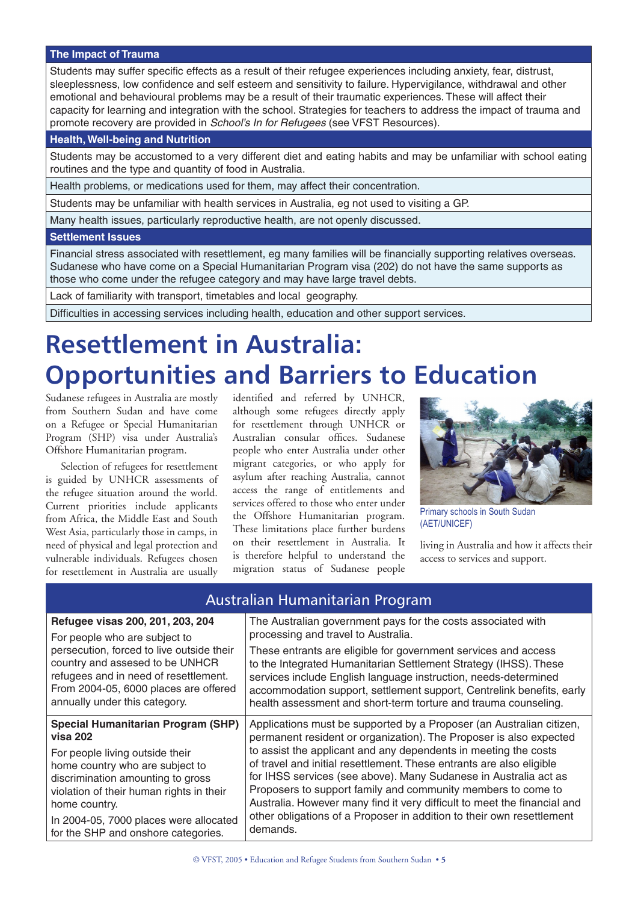| The Impact of Trauma |
|---|
| Students may suffer specific effects as a result of their refugee experiences including anxiety, fear, distrust, sleeplessness, low confidence and self esteem and sensitivity to failure. Hypervigilance, withdrawal and other emotional and behavioural problems may be a result of their traumatic experiences. These will affect their capacity for learning and integration with the school. Strategies for teachers to address the impact of trauma and promote recovery are provided in *School's In for Refugees* (see VFST Resources). |
| **Health, Well-being and Nutrition** |
| Students may be accustomed to a very different diet and eating habits and may be unfamiliar with school eating routines and the type and quantity of food in Australia. |
| Health problems, or medications used for them, may affect their concentration. |
| Students may be unfamiliar with health services in Australia, eg not used to visiting a GP. |
| Many health issues, particularly reproductive health, are not openly discussed. |
| **Settlement Issues** |
| Financial stress associated with resettlement, eg many families will be financially supporting relatives overseas. Sudanese who have come on a Special Humanitarian Program visa (202) do not have the same supports as those who come under the refugee category and may have large travel debts. |
| Lack of familiarity with transport, timetables and local geography. |
| Difficulties in accessing services including health, education and other support services. |

# Resettlement in Australia: Opportunities and Barriers to Education

Sudanese refugees in Australia are mostly from Southern Sudan and have come on a Refugee or Special Humanitarian Program (SHP) visa under Australia's Offshore Humanitarian program.

Selection of refugees for resettlement is guided by UNHCR assessments of the refugee situation around the world. Current priorities include applicants from Africa, the Middle East and South West Asia, particularly those in camps, in need of physical and legal protection and vulnerable individuals. Refugees chosen for resettlement in Australia are usually identified and referred by UNHCR, although some refugees directly apply for resettlement through UNHCR or Australian consular offices. Sudanese people who enter Australia under other migrant categories, or who apply for asylum after reaching Australia, cannot access the range of entitlements and services offered to those who enter under the Offshore Humanitarian program. These limitations place further burdens on their resettlement in Australia. It is therefore helpful to understand the migration status of Sudanese people living in Australia and how it affects their access to services and support.

Primary schools in South Sudan (AET/UNICEF)

| Australian Humanitarian Program | |
|---|---|
| **Refugee visas 200, 201, 203, 204**<br>For people who are subject to persecution, forced to live outside their country and assesed to be UNHCR refugees and in need of resettlement. From 2004-05, 6000 places are offered annually under this category. | The Australian government pays for the costs associated with processing and travel to Australia.<br>These entrants are eligible for government services and access to the Integrated Humanitarian Settlement Strategy (IHSS). These services include English language instruction, needs-determined accommodation support, settlement support, Centrelink benefits, early health assessment and short-term torture and trauma counseling. |
| **Special Humanitarian Program (SHP) visa 202**<br>For people living outside their home country who are subject to discrimination amounting to gross violation of their human rights in their home country.<br>In 2004-05, 7000 places were allocated for the SHP and onshore categories. | Applications must be supported by a Proposer (an Australian citizen, permanent resident or organization). The Proposer is also expected to assist the applicant and any dependents in meeting the costs of travel and initial resettlement. These entrants are also eligible for IHSS services (see above). Many Sudanese in Australia act as Proposers to support family and community members to come to Australia. However many find it very difficult to meet the financial and other obligations of a Proposer in addition to their own resettlement demands. |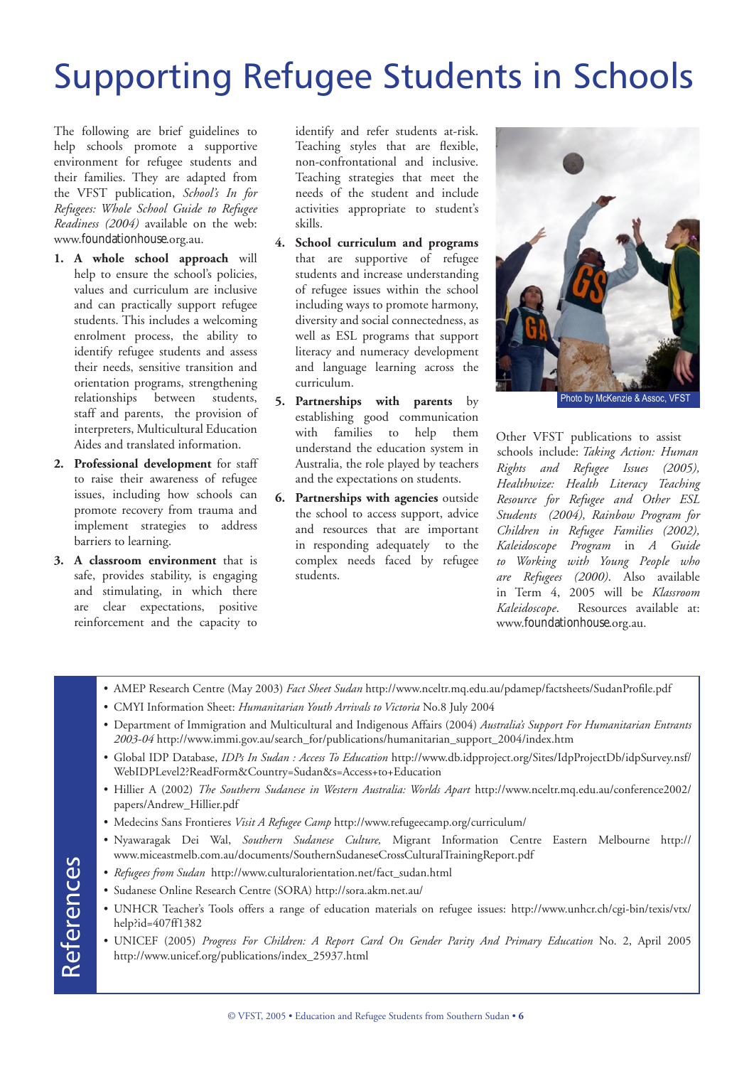# Supporting Refugee Students in Schools

The following are brief guidelines to help schools promote a supportive environment for refugee students and their families. They are adapted from the VFST publication, *School's In for Refugees: Whole School Guide to Refugee Readiness (2004)* available on the web: www.foundationhouse.org.au.

1. **A whole school approach** will help to ensure the school's policies, values and curriculum are inclusive and can practically support refugee students. This includes a welcoming enrolment process, the ability to identify refugee students and assess their needs, sensitive transition and orientation programs, strengthening relationships between students, staff and parents, the provision of interpreters, Multicultural Education Aides and translated information.
2. **Professional development** for staff to raise their awareness of refugee issues, including how schools can promote recovery from trauma and implement strategies to address barriers to learning.
3. **A classroom environment** that is safe, provides stability, is engaging and stimulating, in which there are clear expectations, positive reinforcement and the capacity to identify and refer students at-risk. Teaching styles that are flexible, non-confrontational and inclusive. Teaching strategies that meet the needs of the student and include activities appropriate to student's skills.
4. **School curriculum and programs** that are supportive of refugee students and increase understanding of refugee issues within the school including ways to promote harmony, diversity and social connectedness, as well as ESL programs that support literacy and numeracy development and language learning across the curriculum.
5. **Partnerships with parents** by establishing good communication with families to help them understand the education system in Australia, the role played by teachers and the expectations on students.
6. **Partnerships with agencies** outside the school to access support, advice and resources that are important in responding adequately to the complex needs faced by refugee students.

Photo by McKenzie & Assoc, VFST

Other VFST publications to assist schools include: *Taking Action: Human Rights and Refugee Issues (2005), Healthwize: Health Literacy Teaching Resource for Refugee and Other ESL Students (2004), Rainbow Program for Children in Refugee Families (2002), Kaleidoscope Program in A Guide to Working with Young People who are Refugees (2000).* Also available in Term 4, 2005 will be *Klassroom Kaleidoscope*. Resources available at: www.foundationhouse.org.au.

## References

- AMEP Research Centre (May 2003) *Fact Sheet Sudan* http://www.nceltr.mq.edu.au/pdamep/factsheets/SudanProfile.pdf
- CMYI Information Sheet: *Humanitarian Youth Arrivals to Victoria* No.8 July 2004
- Department of Immigration and Multicultural and Indigenous Affairs (2004) *Australia's Support For Humanitarian Entrants 2003-04* http://www.immi.gov.au/search_for/publications/humanitarian_support_2004/index.htm
- Global IDP Database, *IDPs In Sudan : Access To Education* http://www.db.idpproject.org/Sites/IdpProjectDb/idpSurvey.nsf/WebIDPLevel2?ReadForm&Country=Sudan&s=Access+to+Education
- Hillier A (2002) *The Southern Sudanese in Western Australia: Worlds Apart* http://www.nceltr.mq.edu.au/conference2002/papers/Andrew_Hillier.pdf
- Medecins Sans Frontieres *Visit A Refugee Camp* http://www.refugeecamp.org/curriculum/
- Nyawaragak Dei Wal, *Southern Sudanese Culture,* Migrant Information Centre Eastern Melbourne http://www.miceastmelb.com.au/documents/SouthernSudaneseCrossCulturalTrainingReport.pdf
- *Refugees from Sudan* http://www.culturalorientation.net/fact_sudan.html
- Sudanese Online Research Centre (SORA) http://sora.akm.net.au/
- UNHCR Teacher's Tools offers a range of education materials on refugee issues: http://www.unhcr.ch/cgi-bin/texis/vtx/help?id=407ff1382
- UNICEF (2005) *Progress For Children: A Report Card On Gender Parity And Primary Education* No. 2, April 2005 http://www.unicef.org/publications/index_25937.html